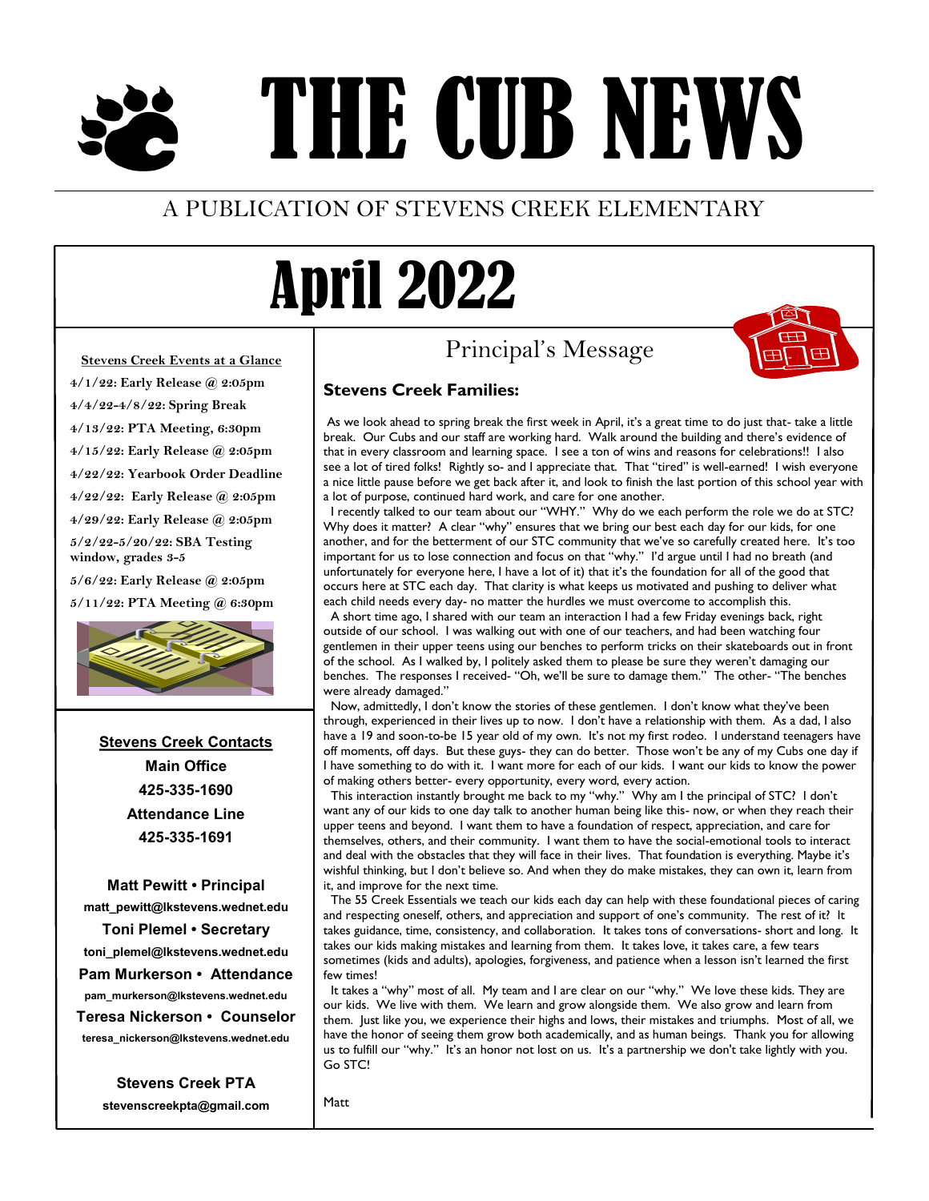# THE CUB NEWS

A PUBLICATION OF STEVENS CREEK ELEMENTARY

# April 2022

**Stevens Creek Events at a Glance**

- 4/1/22: Early Release @ 2:05pm
- 4/4/22-4/8/22: Spring Break
- 4/13/22: PTA Meeting, 6:30pm
- 4/15/22: Early Release @ 2:05pm
- 4/22/22: Yearbook Order Deadline
- 4/22/22: Early Release @ 2:05pm
- 4/29/22: Early Release @ 2:05pm
- 5/2/22-5/20/22: SBA Testing window, grades 3-5
- 5/6/22: Early Release @ 2:05pm
- 5/11/22: PTA Meeting @ 6:30pm

**Stevens Creek Contacts**

**Main Office**
**425-335-1690**
**Attendance Line**
**425-335-1691**

**Matt Pewitt • Principal**
matt_pewitt@lkstevens.wednet.edu

**Toni Plemel • Secretary**
toni_plemel@lkstevens.wednet.edu

**Pam Murkerson • Attendance**
pam_murkerson@lkstevens.wednet.edu

**Teresa Nickerson • Counselor**
teresa_nickerson@lkstevens.wednet.edu

**Stevens Creek PTA**
stevenscreekpta@gmail.com

## Principal's Message

**Stevens Creek Families:**

As we look ahead to spring break the first week in April, it's a great time to do just that- take a little break. Our Cubs and our staff are working hard. Walk around the building and there's evidence of that in every classroom and learning space. I see a ton of wins and reasons for celebrations!! I also see a lot of tired folks! Rightly so- and I appreciate that. That "tired" is well-earned! I wish everyone a nice little pause before we get back after it, and look to finish the last portion of this school year with a lot of purpose, continued hard work, and care for one another.

I recently talked to our team about our "WHY." Why do we each perform the role we do at STC? Why does it matter? A clear "why" ensures that we bring our best each day for our kids, for one another, and for the betterment of our STC community that we've so carefully created here. It's too important for us to lose connection and focus on that "why." I'd argue until I had no breath (and unfortunately for everyone here, I have a lot of it) that it's the foundation for all of the good that occurs here at STC each day. That clarity is what keeps us motivated and pushing to deliver what each child needs every day- no matter the hurdles we must overcome to accomplish this.

A short time ago, I shared with our team an interaction I had a few Friday evenings back, right outside of our school. I was walking out with one of our teachers, and had been watching four gentlemen in their upper teens using our benches to perform tricks on their skateboards out in front of the school. As I walked by, I politely asked them to please be sure they weren't damaging our benches. The responses I received- "Oh, we'll be sure to damage them." The other- "The benches were already damaged."

Now, admittedly, I don't know the stories of these gentlemen. I don't know what they've been through, experienced in their lives up to now. I don't have a relationship with them. As a dad, I also have a 19 and soon-to-be 15 year old of my own. It's not my first rodeo. I understand teenagers have off moments, off days. But these guys- they can do better. Those won't be any of my Cubs one day if I have something to do with it. I want more for each of our kids. I want our kids to know the power of making others better- every opportunity, every word, every action.

This interaction instantly brought me back to my "why." Why am I the principal of STC? I don't want any of our kids to one day talk to another human being like this- now, or when they reach their upper teens and beyond. I want them to have a foundation of respect, appreciation, and care for themselves, others, and their community. I want them to have the social-emotional tools to interact and deal with the obstacles that they will face in their lives. That foundation is everything. Maybe it's wishful thinking, but I don't believe so. And when they do make mistakes, they can own it, learn from it, and improve for the next time.

The 55 Creek Essentials we teach our kids each day can help with these foundational pieces of caring and respecting oneself, others, and appreciation and support of one's community. The rest of it? It takes guidance, time, consistency, and collaboration. It takes tons of conversations- short and long. It takes our kids making mistakes and learning from them. It takes love, it takes care, a few tears sometimes (kids and adults), apologies, forgiveness, and patience when a lesson isn't learned the first few times!

It takes a "why" most of all. My team and I are clear on our "why." We love these kids. They are our kids. We live with them. We learn and grow alongside them. We also grow and learn from them. Just like you, we experience their highs and lows, their mistakes and triumphs. Most of all, we have the honor of seeing them grow both academically, and as human beings. Thank you for allowing us to fulfill our "why." It's an honor not lost on us. It's a partnership we don't take lightly with you. Go STC!

Matt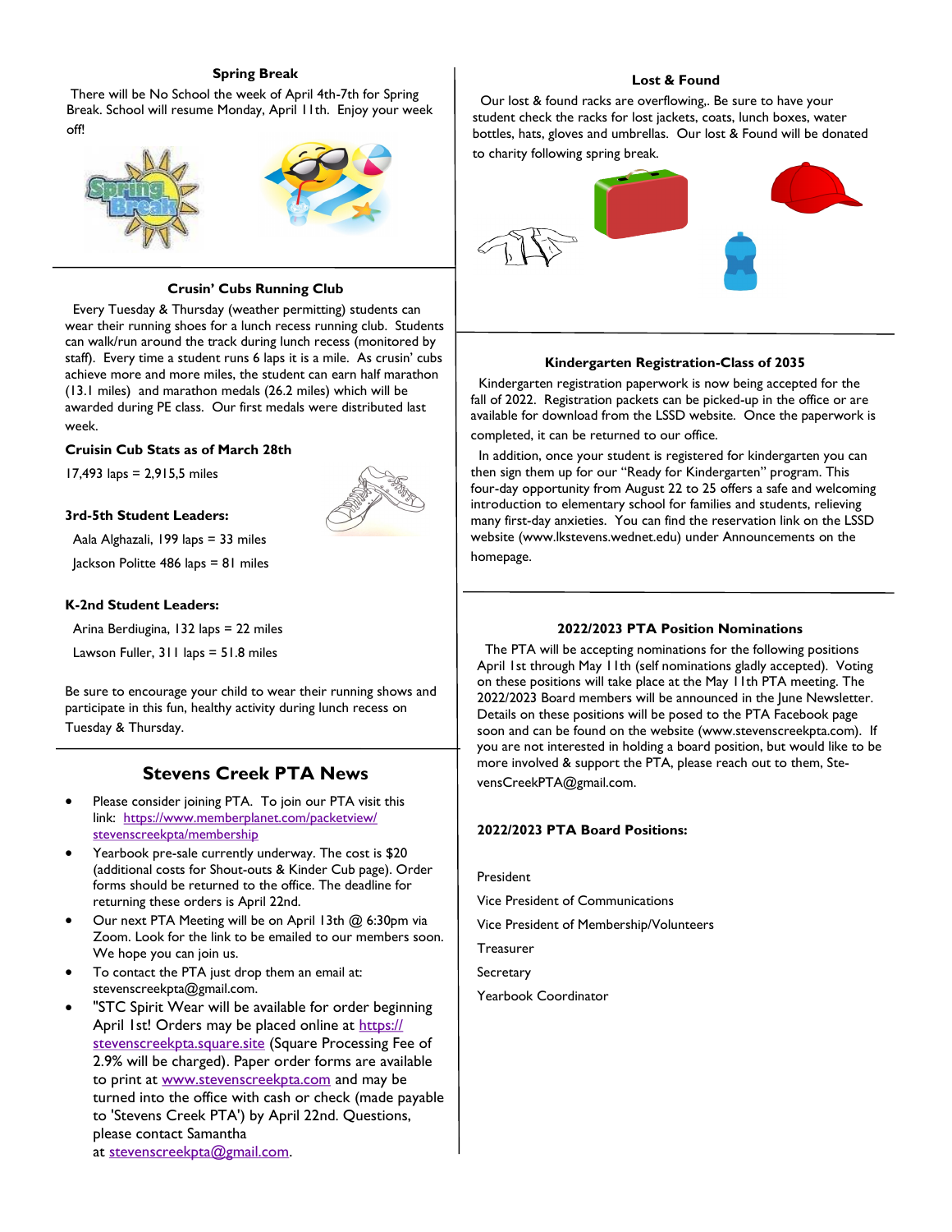## Spring Break

There will be No School the week of April 4th-7th for Spring Break. School will resume Monday, April 11th. Enjoy your week off!

## Crusin' Cubs Running Club

Every Tuesday & Thursday (weather permitting) students can wear their running shoes for a lunch recess running club. Students can walk/run around the track during lunch recess (monitored by staff). Every time a student runs 6 laps it is a mile. As crusin' cubs achieve more and more miles, the student can earn half marathon (13.1 miles) and marathon medals (26.2 miles) which will be awarded during PE class. Our first medals were distributed last week.

**Cruisin Cub Stats as of March 28th**

17,493 laps = 2,915,5 miles

**3rd-5th Student Leaders:**

Aala Alghazali, 199 laps = 33 miles

Jackson Politte 486 laps = 81 miles

**K-2nd Student Leaders:**

Arina Berdiugina, 132 laps = 22 miles

Lawson Fuller, 311 laps = 51.8 miles

Be sure to encourage your child to wear their running shows and participate in this fun, healthy activity during lunch recess on Tuesday & Thursday.

## Stevens Creek PTA News

- Please consider joining PTA. To join our PTA visit this link: https://www.memberplanet.com/packetview/stevenscreekpta/membership
- Yearbook pre-sale currently underway. The cost is $20 (additional costs for Shout-outs & Kinder Cub page). Order forms should be returned to the office. The deadline for returning these orders is April 22nd.
- Our next PTA Meeting will be on April 13th @ 6:30pm via Zoom. Look for the link to be emailed to our members soon. We hope you can join us.
- To contact the PTA just drop them an email at: stevenscreekpta@gmail.com.
- "STC Spirit Wear will be available for order beginning April 1st! Orders may be placed online at https://stevenscreekpta.square.site (Square Processing Fee of 2.9% will be charged). Paper order forms are available to print at www.stevenscreekpta.com and may be turned into the office with cash or check (made payable to 'Stevens Creek PTA') by April 22nd. Questions, please contact Samantha at stevenscreekpta@gmail.com.

## Lost & Found

Our lost & found racks are overflowing,. Be sure to have your student check the racks for lost jackets, coats, lunch boxes, water bottles, hats, gloves and umbrellas. Our lost & Found will be donated to charity following spring break.

## Kindergarten Registration-Class of 2035

Kindergarten registration paperwork is now being accepted for the fall of 2022. Registration packets can be picked-up in the office or are available for download from the LSSD website. Once the paperwork is completed, it can be returned to our office.

In addition, once your student is registered for kindergarten you can then sign them up for our "Ready for Kindergarten" program. This four-day opportunity from August 22 to 25 offers a safe and welcoming introduction to elementary school for families and students, relieving many first-day anxieties. You can find the reservation link on the LSSD website (www.lkstevens.wednet.edu) under Announcements on the homepage.

## 2022/2023 PTA Position Nominations

The PTA will be accepting nominations for the following positions April 1st through May 11th (self nominations gladly accepted). Voting on these positions will take place at the May 11th PTA meeting. The 2022/2023 Board members will be announced in the June Newsletter. Details on these positions will be posed to the PTA Facebook page soon and can be found on the website (www.stevenscreekpta.com). If you are not interested in holding a board position, but would like to be more involved & support the PTA, please reach out to them, StevensCreekPTA@gmail.com.

**2022/2023 PTA Board Positions:**

President

Vice President of Communications

Vice President of Membership/Volunteers

Treasurer

Secretary

Yearbook Coordinator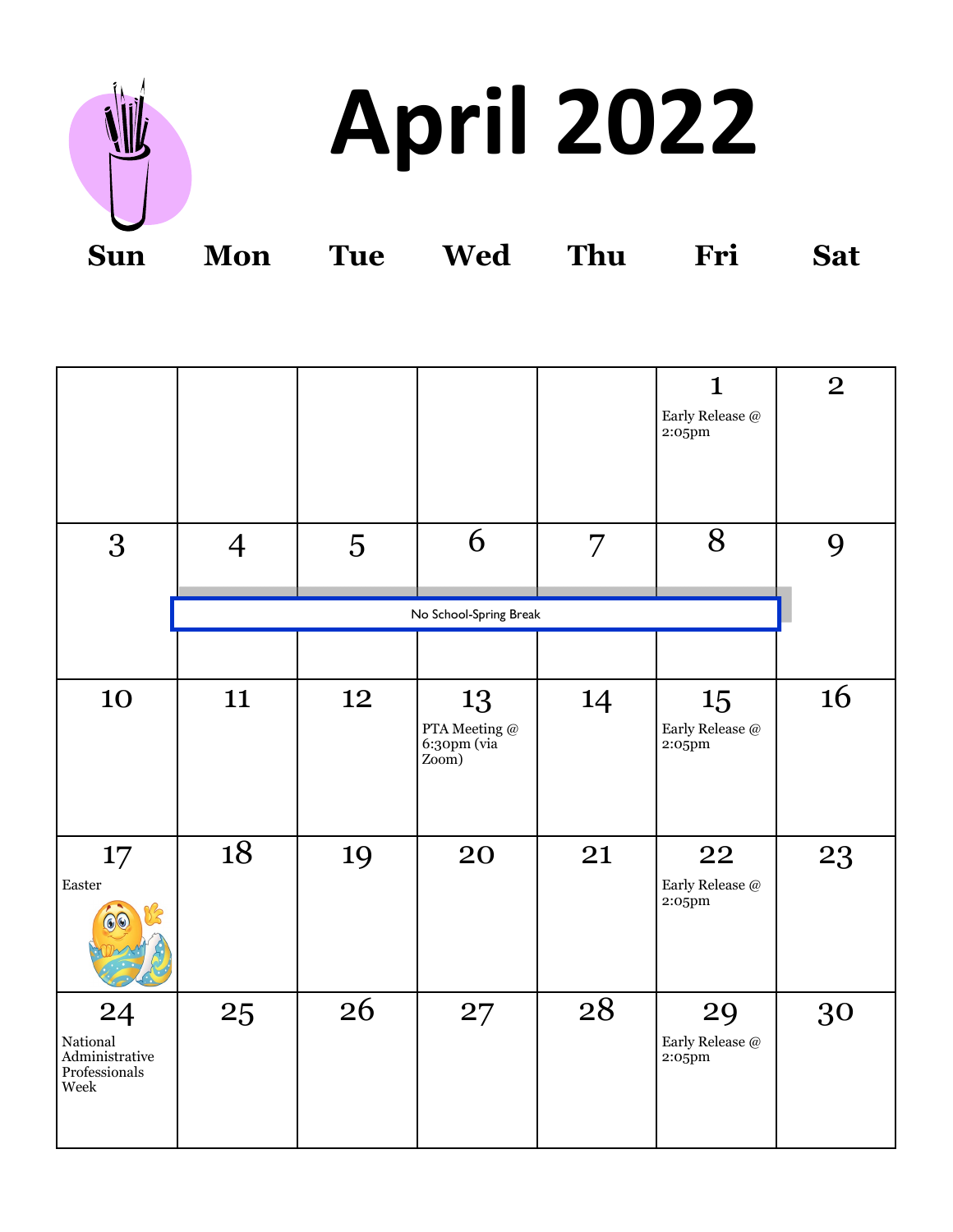# April 2022

| Sun | Mon | Tue | Wed | Thu | Fri | Sat |
|---|---|---|---|---|---|---|
| | | | | | 1 Early Release @ 2:05pm | 2 |
| 3 | 4 No School-Spring Break | 5 No School-Spring Break | 6 No School-Spring Break | 7 No School-Spring Break | 8 No School-Spring Break | 9 |
| 10 | 11 | 12 | 13 PTA Meeting @ 6:30pm (via Zoom) | 14 | 15 Early Release @ 2:05pm | 16 |
| 17 Easter | 18 | 19 | 20 | 21 | 22 Early Release @ 2:05pm | 23 |
| 24 National Administrative Professionals Week | 25 | 26 | 27 | 28 | 29 Early Release @ 2:05pm | 30 |